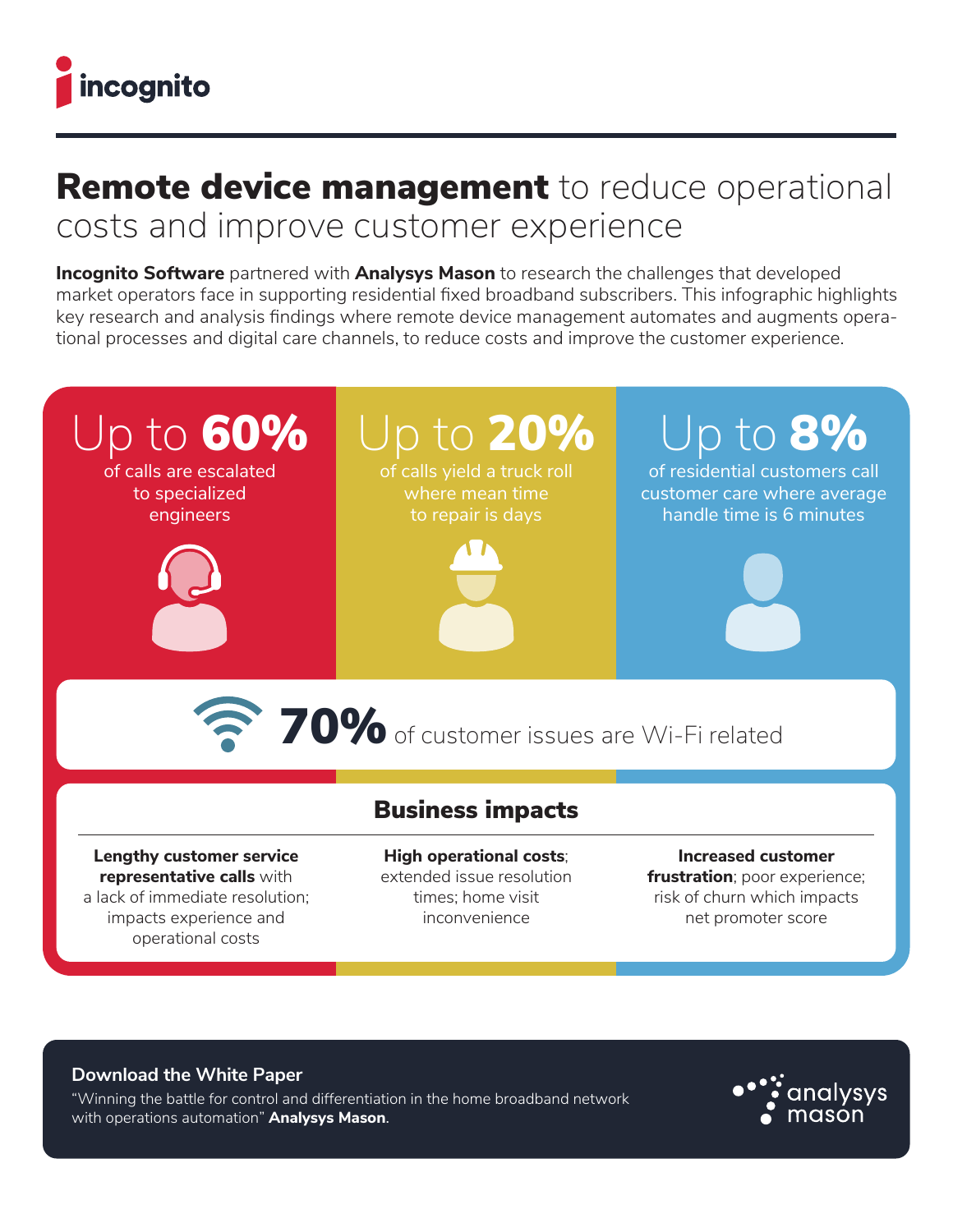incognito

# **Remote device management** to reduce operational costs and improve customer experience

**Incognito Software** partnered with **Analysys Mason** to research the challenges that developed market operators face in supporting residential fixed broadband subscribers. This infographic highlights key research and analysis findings where remote device management automates and augments operational processes and digital care channels, to reduce costs and improve the customer experience.

## Up to **60%**

of calls are escalated to specialized engineers

## Up to **20%**

of calls yield a truck roll where mean time to repair is days

## Up to **8%**

of residential customers call customer care where average handle time is 6 minutes

## **70%** of customer issues are Wi-Fi related

## Business impacts

**Lengthy customer service representative calls** with a lack of immediate resolution; impacts experience and operational costs

**High operational costs**; extended issue resolution times; home visit inconvenience

**Increased customer frustration**; poor experience; risk of churn which impacts net promoter score

**Download the White Paper**

"Winning the battle for control and differentiation in the home broadband network with operations automation" **Analysys Mason**.

analysys mason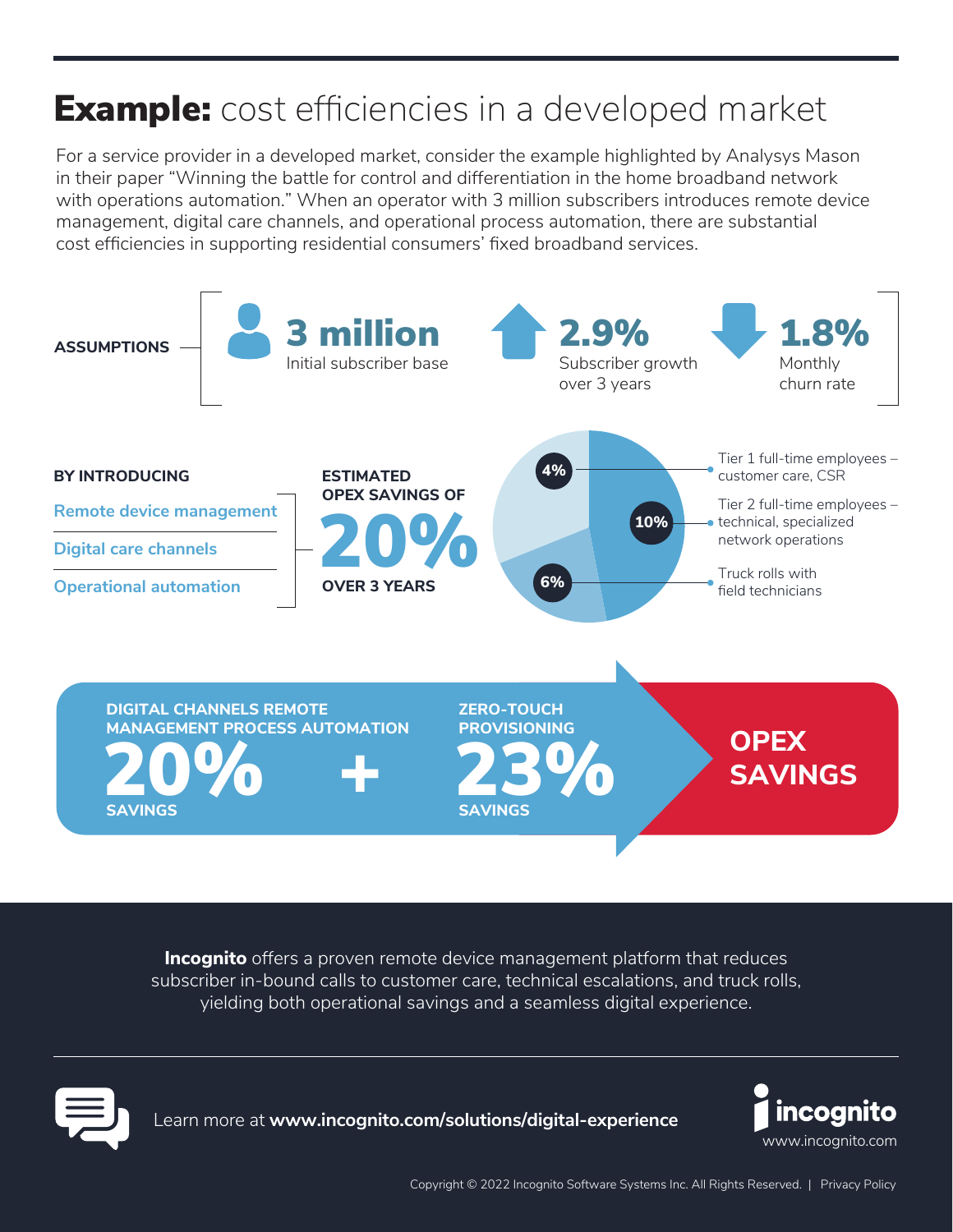# **Example:** cost efficiencies in a developed market

For a service provider in a developed market, consider the example highlighted by Analysys Mason in their paper "Winning the battle for control and differentiation in the home broadband network with operations automation." When an operator with 3 million subscribers introduces remote device management, digital care channels, and operational process automation, there are substantial cost efficiencies in supporting residential consumers' fixed broadband services.

**ASSUMPTIONS**

**3 million**
Initial subscriber base

**2.9%**
Subscriber growth over 3 years

**1.8%**
Monthly churn rate

**BY INTRODUCING**

- Remote device management
- Digital care channels
- Operational automation

**ESTIMATED OPEX SAVINGS OF**
**20%**
**OVER 3 YEARS**

4%
10%
6%

Tier 1 full-time employees – customer care, CSR

Tier 2 full-time employees – technical, specialized network operations

Truck rolls with field technicians

**DIGITAL CHANNELS REMOTE MANAGEMENT PROCESS AUTOMATION**
**20%**
**SAVINGS**

**+**

**ZERO-TOUCH PROVISIONING**
**23%**
**SAVINGS**

**OPEX SAVINGS**

**Incognito** offers a proven remote device management platform that reduces subscriber in-bound calls to customer care, technical escalations, and truck rolls, yielding both operational savings and a seamless digital experience.

Learn more at **www.incognito.com/solutions/digital-experience**

incognito
www.incognito.com

Copyright © 2022 Incognito Software Systems Inc. All Rights Reserved. | Privacy Policy